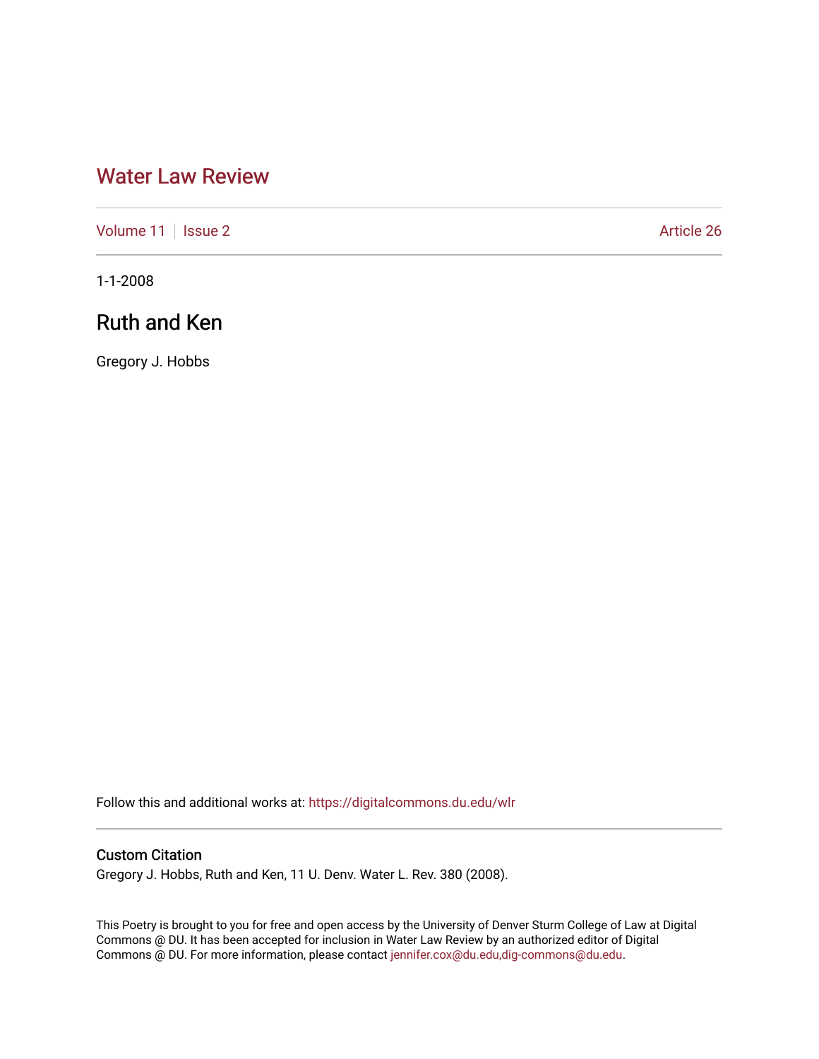# Water Law Review

Volume 11 | Issue 2 | Article 26

1-1-2008

## Ruth and Ken

Gregory J. Hobbs

Follow this and additional works at: https://digitalcommons.du.edu/wlr

### Custom Citation

Gregory J. Hobbs, Ruth and Ken, 11 U. Denv. Water L. Rev. 380 (2008).

This Poetry is brought to you for free and open access by the University of Denver Sturm College of Law at Digital Commons @ DU. It has been accepted for inclusion in Water Law Review by an authorized editor of Digital Commons @ DU. For more information, please contact jennifer.cox@du.edu,dig-commons@du.edu.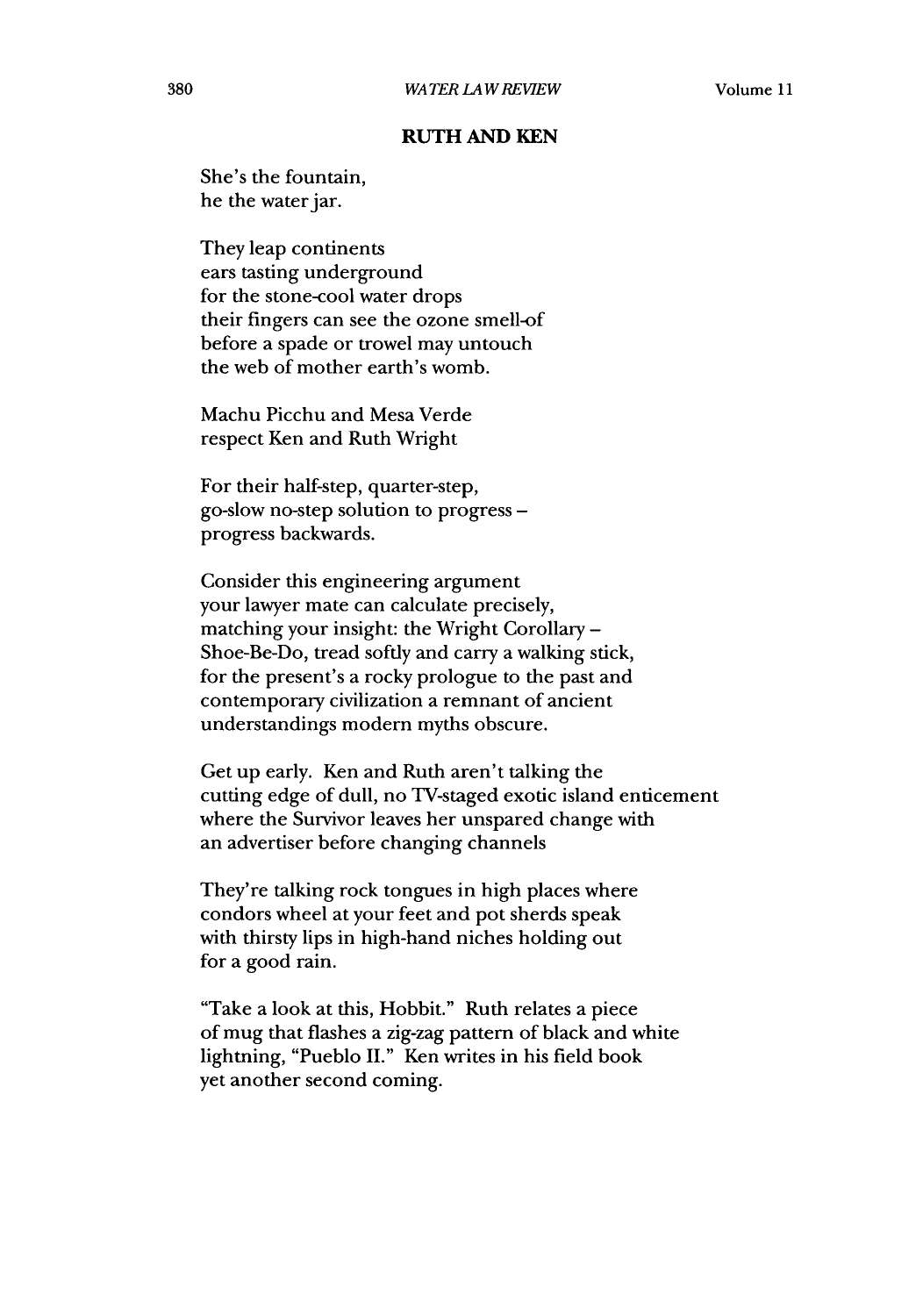## RUTH AND KEN

She's the fountain,
he the water jar.

They leap continents
ears tasting underground
for the stone-cool water drops
their fingers can see the ozone smell-of
before a spade or trowel may untouch
the web of mother earth's womb.

Machu Picchu and Mesa Verde
respect Ken and Ruth Wright

For their half-step, quarter-step,
go-slow no-step solution to progress –
progress backwards.

Consider this engineering argument
your lawyer mate can calculate precisely,
matching your insight: the Wright Corollary –
Shoe-Be-Do, tread softly and carry a walking stick,
for the present's a rocky prologue to the past and
contemporary civilization a remnant of ancient
understandings modern myths obscure.

Get up early. Ken and Ruth aren't talking the
cutting edge of dull, no TV-staged exotic island enticement
where the Survivor leaves her unspared change with
an advertiser before changing channels

They're talking rock tongues in high places where
condors wheel at your feet and pot sherds speak
with thirsty lips in high-hand niches holding out
for a good rain.

"Take a look at this, Hobbit." Ruth relates a piece
of mug that flashes a zig-zag pattern of black and white
lightning, "Pueblo II." Ken writes in his field book
yet another second coming.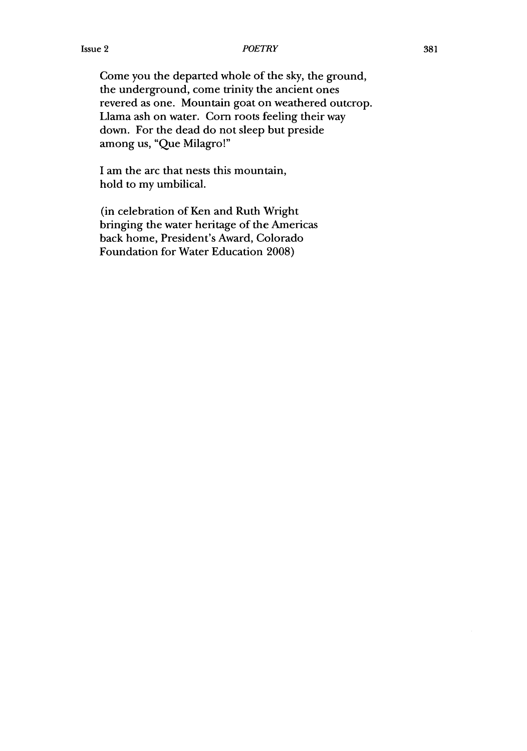Come you the departed whole of the sky, the ground,
the underground, come trinity the ancient ones
revered as one. Mountain goat on weathered outcrop.
Llama ash on water. Corn roots feeling their way
down. For the dead do not sleep but preside
among us, "Que Milagro!"

I am the arc that nests this mountain,
hold to my umbilical.

(in celebration of Ken and Ruth Wright
bringing the water heritage of the Americas
back home, President's Award, Colorado
Foundation for Water Education 2008)